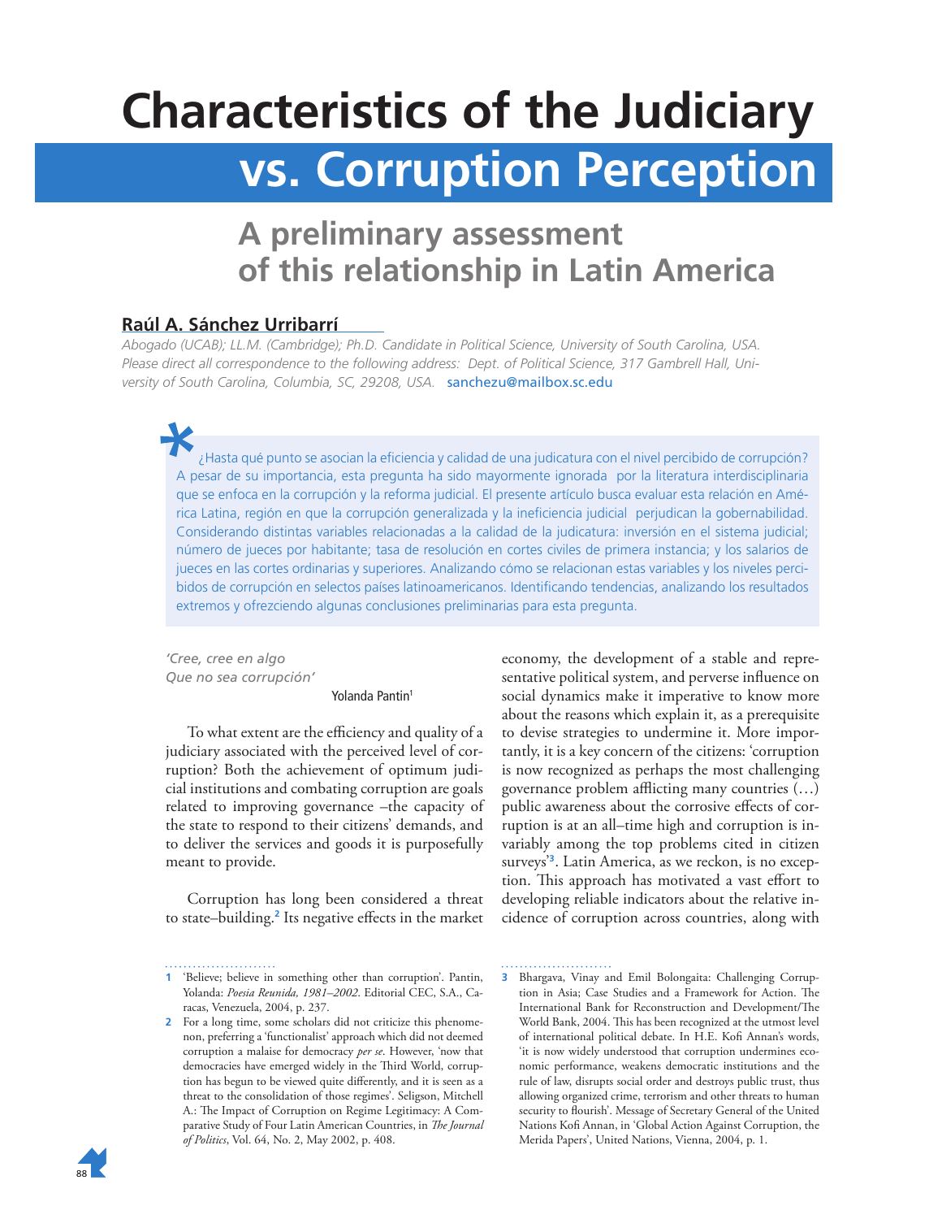# Characteristics of the Judiciary vs. Corruption Perception

## A preliminary assessment of this relationship in Latin America

**Raúl A. Sánchez Urribarrí**

*Abogado (UCAB); LL.M. (Cambridge); Ph.D. Candidate in Political Science, University of South Carolina, USA. Please direct all correspondence to the following address: Dept. of Political Science, 317 Gambrell Hall, University of South Carolina, Columbia, SC, 29208, USA.* sanchezu@mailbox.sc.edu

¿Hasta qué punto se asocian la eficiencia y calidad de una judicatura con el nivel percibido de corrupción? A pesar de su importancia, esta pregunta ha sido mayormente ignorada por la literatura interdisciplinaria que se enfoca en la corrupción y la reforma judicial. El presente artículo busca evaluar esta relación en América Latina, región en que la corrupción generalizada y la ineficiencia judicial perjudican la gobernabilidad. Considerando distintas variables relacionadas a la calidad de la judicatura: inversión en el sistema judicial; número de jueces por habitante; tasa de resolución en cortes civiles de primera instancia; y los salarios de jueces en las cortes ordinarias y superiores. Analizando cómo se relacionan estas variables y los niveles percibidos de corrupción en selectos países latinoamericanos. Identificando tendencias, analizando los resultados extremos y ofreciendo algunas conclusiones preliminares para esta pregunta.

*'Cree, cree en algo*
*Que no sea corrupción'*

Yolanda Pantin[1]

To what extent are the efficiency and quality of a judiciary associated with the perceived level of corruption? Both the achievement of optimum judicial institutions and combating corruption are goals related to improving governance –the capacity of the state to respond to their citizens' demands, and to deliver the services and goods it is purposefully meant to provide.

Corruption has long been considered a threat to state–building.[2] Its negative effects in the market economy, the development of a stable and representative political system, and perverse influence on social dynamics make it imperative to know more about the reasons which explain it, as a prerequisite to devise strategies to undermine it. More importantly, it is a key concern of the citizens: 'corruption is now recognized as perhaps the most challenging governance problem afflicting many countries (…) public awareness about the corrosive effects of corruption is at an all–time high and corruption is invariably among the top problems cited in citizen surveys'[3]. Latin America, as we reckon, is no exception. This approach has motivated a vast effort to developing reliable indicators about the relative incidence of corruption across countries, along with

---

1 'Believe; believe in something other than corruption'. Pantin, Yolanda: *Poesia Reunida, 1981–2002*. Editorial CEC, S.A., Caracas, Venezuela, 2004, p. 237.

2 For a long time, some scholars did not criticize this phenomenon, preferring a 'functionalist' approach which did not deemed corruption a malaise for democracy *per se*. However, 'now that democracies have emerged widely in the Third World, corruption has begun to be viewed quite differently, and it is seen as a threat to the consolidation of those regimes'. Seligson, Mitchell A.: The Impact of Corruption on Regime Legitimacy: A Comparative Study of Four Latin American Countries, in *The Journal of Politics*, Vol. 64, No. 2, May 2002, p. 408.

3 Bhargava, Vinay and Emil Bolongaita: Challenging Corruption in Asia; Case Studies and a Framework for Action. The International Bank for Reconstruction and Development/The World Bank, 2004. This has been recognized at the utmost level of international political debate. In H.E. Kofi Annan's words, 'it is now widely understood that corruption undermines economic performance, weakens democratic institutions and the rule of law, disrupts social order and destroys public trust, thus allowing organized crime, terrorism and other threats to human security to flourish'. Message of Secretary General of the United Nations Kofi Annan, in 'Global Action Against Corruption, the Merida Papers', United Nations, Vienna, 2004, p. 1.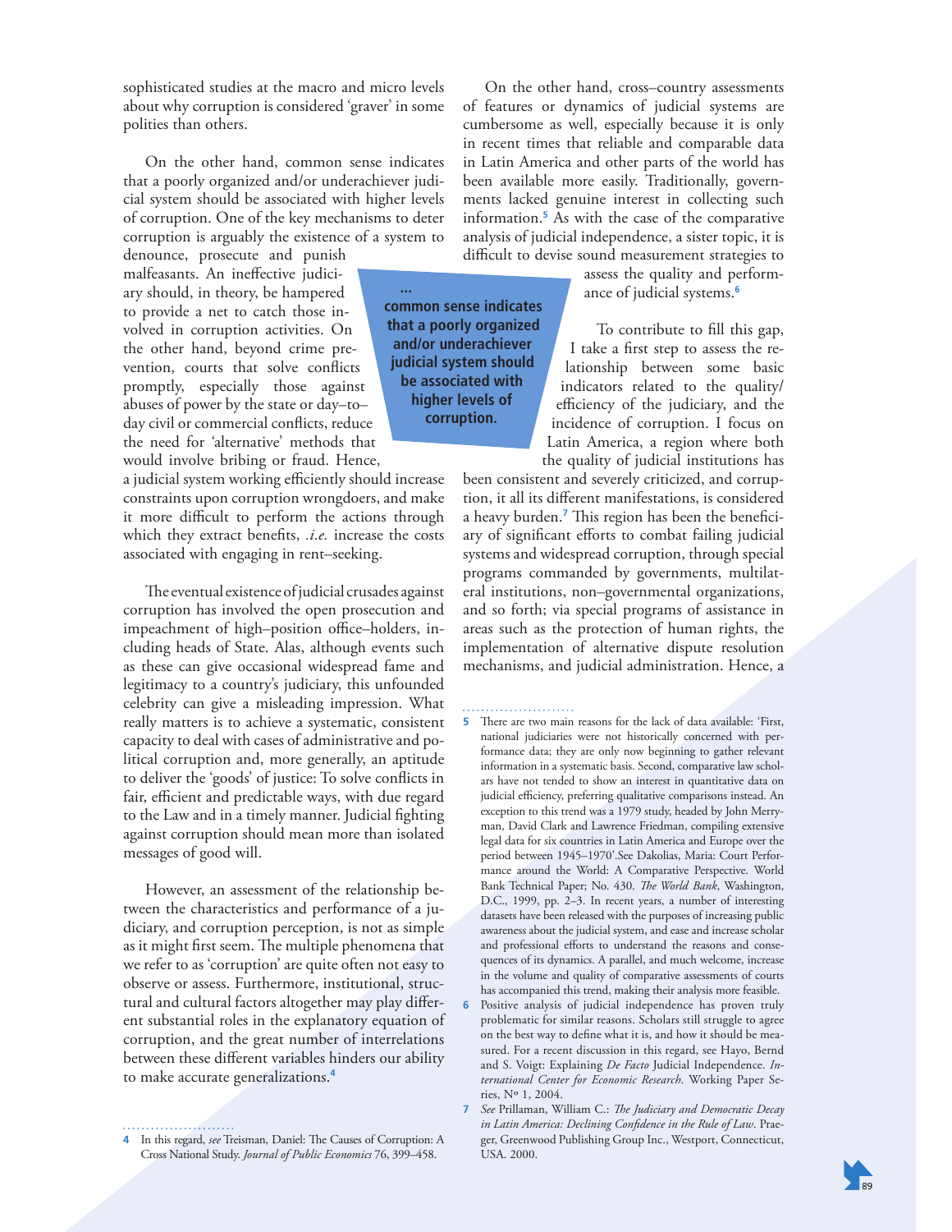sophisticated studies at the macro and micro levels about why corruption is considered 'graver' in some polities than others.

On the other hand, common sense indicates that a poorly organized and/or underachiever judicial system should be associated with higher levels of corruption. One of the key mechanisms to deter corruption is arguably the existence of a system to denounce, prosecute and punish malfeasants. An ineffective judiciary should, in theory, be hampered to provide a net to catch those involved in corruption activities. On the other hand, beyond crime prevention, courts that solve conflicts promptly, especially those against abuses of power by the state or day–to–day civil or commercial conflicts, reduce the need for 'alternative' methods that would involve bribing or fraud. Hence, a judicial system working efficiently should increase constraints upon corruption wrongdoers, and make it more difficult to perform the actions through which they extract benefits, *.i.e.* increase the costs associated with engaging in rent–seeking.

> **… common sense indicates that a poorly organized and/or underachiever judicial system should be associated with higher levels of corruption.**

The eventual existence of judicial crusades against corruption has involved the open prosecution and impeachment of high–position office–holders, including heads of State. Alas, although events such as these can give occasional widespread fame and legitimacy to a country's judiciary, this unfounded celebrity can give a misleading impression. What really matters is to achieve a systematic, consistent capacity to deal with cases of administrative and political corruption and, more generally, an aptitude to deliver the 'goods' of justice: To solve conflicts in fair, efficient and predictable ways, with due regard to the Law and in a timely manner. Judicial fighting against corruption should mean more than isolated messages of good will.

However, an assessment of the relationship between the characteristics and performance of a judiciary, and corruption perception, is not as simple as it might first seem. The multiple phenomena that we refer to as 'corruption' are quite often not easy to observe or assess. Furthermore, institutional, structural and cultural factors altogether may play different substantial roles in the explanatory equation of corruption, and the great number of interrelations between these different variables hinders our ability to make accurate generalizations.[4]

On the other hand, cross–country assessments of features or dynamics of judicial systems are cumbersome as well, especially because it is only in recent times that reliable and comparable data in Latin America and other parts of the world has been available more easily. Traditionally, governments lacked genuine interest in collecting such information.[5] As with the case of the comparative analysis of judicial independence, a sister topic, it is difficult to devise sound measurement strategies to assess the quality and performance of judicial systems.[6]

To contribute to fill this gap, I take a first step to assess the relationship between some basic indicators related to the quality/efficiency of the judiciary, and the incidence of corruption. I focus on Latin America, a region where both the quality of judicial institutions has been consistent and severely criticized, and corruption, it all its different manifestations, is considered a heavy burden.[7] This region has been the beneficiary of significant efforts to combat failing judicial systems and widespread corruption, through special programs commanded by governments, multilateral institutions, non–governmental organizations, and so forth; via special programs of assistance in areas such as the protection of human rights, the implementation of alternative dispute resolution mechanisms, and judicial administration. Hence, a

---

4 In this regard, *see* Treisman, Daniel: The Causes of Corruption: A Cross National Study. *Journal of Public Economics* 76, 399–458.

5 There are two main reasons for the lack of data available: 'First, national judiciaries were not historically concerned with performance data; they are only now beginning to gather relevant information in a systematic basis. Second, comparative law scholars have not tended to show an interest in quantitative data on judicial efficiency, preferring qualitative comparisons instead. An exception to this trend was a 1979 study, headed by John Merryman, David Clark and Lawrence Friedman, compiling extensive legal data for six countries in Latin America and Europe over the period between 1945–1970'.See Dakolias, Maria: Court Performance around the World: A Comparative Perspective. World Bank Technical Paper; No. 430. *The World Bank*, Washington, D.C., 1999, pp. 2–3. In recent years, a number of interesting datasets have been released with the purposes of increasing public awareness about the judicial system, and ease and increase scholar and professional efforts to understand the reasons and consequences of its dynamics. A parallel, and much welcome, increase in the volume and quality of comparative assessments of courts has accompanied this trend, making their analysis more feasible.

6 Positive analysis of judicial independence has proven truly problematic for similar reasons. Scholars still struggle to agree on the best way to define what it is, and how it should be measured. For a recent discussion in this regard, see Hayo, Bernd and S. Voigt: Explaining *De Facto* Judicial Independence. *International Center for Economic Research.* Working Paper Series, Nº 1, 2004.

7 *See* Prillaman, William C.: *The Judiciary and Democratic Decay in Latin America: Declining Confidence in the Rule of Law*. Praeger, Greenwood Publishing Group Inc., Westport, Connecticut, USA. 2000.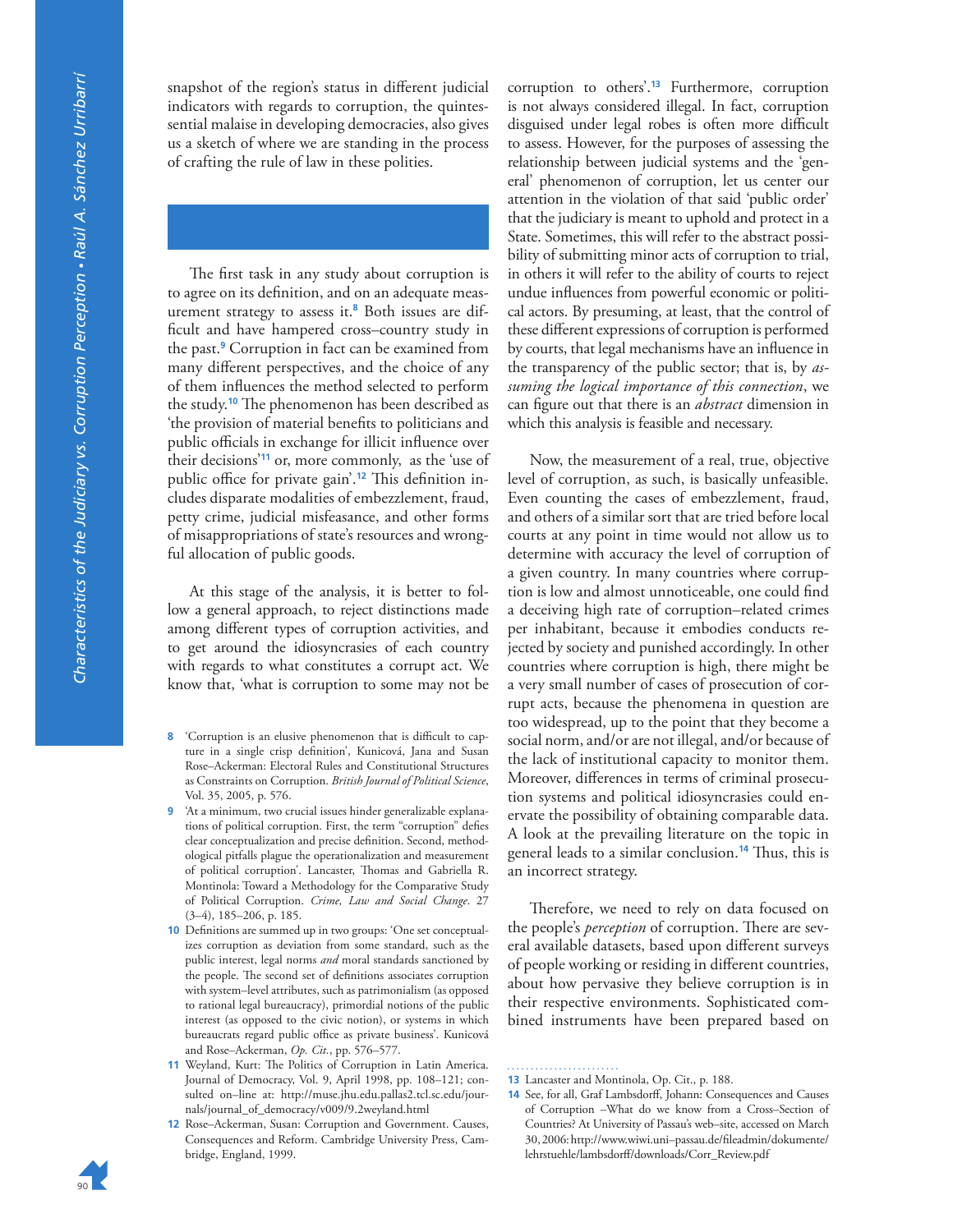snapshot of the region's status in different judicial indicators with regards to corruption, the quintessential malaise in developing democracies, also gives us a sketch of where we are standing in the process of crafting the rule of law in these polities.

The first task in any study about corruption is to agree on its definition, and on an adequate measurement strategy to assess it.[8] Both issues are difficult and have hampered cross–country study in the past.[9] Corruption in fact can be examined from many different perspectives, and the choice of any of them influences the method selected to perform the study.[10] The phenomenon has been described as 'the provision of material benefits to politicians and public officials in exchange for illicit influence over their decisions'[11] or, more commonly, as the 'use of public office for private gain'.[12] This definition includes disparate modalities of embezzlement, fraud, petty crime, judicial misfeasance, and other forms of misappropriations of state's resources and wrongful allocation of public goods.

At this stage of the analysis, it is better to follow a general approach, to reject distinctions made among different types of corruption activities, and to get around the idiosyncrasies of each country with regards to what constitutes a corrupt act. We know that, 'what is corruption to some may not be corruption to others'.[13] Furthermore, corruption is not always considered illegal. In fact, corruption disguised under legal robes is often more difficult to assess. However, for the purposes of assessing the relationship between judicial systems and the 'general' phenomenon of corruption, let us center our attention in the violation of that said 'public order' that the judiciary is meant to uphold and protect in a State. Sometimes, this will refer to the abstract possibility of submitting minor acts of corruption to trial, in others it will refer to the ability of courts to reject undue influences from powerful economic or political actors. By presuming, at least, that the control of these different expressions of corruption is performed by courts, that legal mechanisms have an influence in the transparency of the public sector; that is, by *assuming the logical importance of this connection*, we can figure out that there is an *abstract* dimension in which this analysis is feasible and necessary.

Now, the measurement of a real, true, objective level of corruption, as such, is basically unfeasible. Even counting the cases of embezzlement, fraud, and others of a similar sort that are tried before local courts at any point in time would not allow us to determine with accuracy the level of corruption of a given country. In many countries where corruption is low and almost unnoticeable, one could find a deceiving high rate of corruption–related crimes per inhabitant, because it embodies conducts rejected by society and punished accordingly. In other countries where corruption is high, there might be a very small number of cases of prosecution of corrupt acts, because the phenomena in question are too widespread, up to the point that they become a social norm, and/or are not illegal, and/or because of the lack of institutional capacity to monitor them. Moreover, differences in terms of criminal prosecution systems and political idiosyncrasies could enervate the possibility of obtaining comparable data. A look at the prevailing literature on the topic in general leads to a similar conclusion.[14] Thus, this is an incorrect strategy.

Therefore, we need to rely on data focused on the people's *perception* of corruption. There are several available datasets, based upon different surveys of people working or residing in different countries, about how pervasive they believe corruption is in their respective environments. Sophisticated combined instruments have been prepared based on

---

8 'Corruption is an elusive phenomenon that is difficult to capture in a single crisp definition', Kunicová, Jana and Susan Rose–Ackerman: Electoral Rules and Constitutional Structures as Constraints on Corruption. *British Journal of Political Science*, Vol. 35, 2005, p. 576.

9 'At a minimum, two crucial issues hinder generalizable explanations of political corruption. First, the term "corruption" defies clear conceptualization and precise definition. Second, methodological pitfalls plague the operationalization and measurement of political corruption'. Lancaster, Thomas and Gabriella R. Montinola: Toward a Methodology for the Comparative Study of Political Corruption. *Crime, Law and Social Change*. 27 (3–4), 185–206, p. 185.

10 Definitions are summed up in two groups: 'One set conceptualizes corruption as deviation from some standard, such as the public interest, legal norms *and* moral standards sanctioned by the people. The second set of definitions associates corruption with system–level attributes, such as patrimonialism (as opposed to rational legal bureaucracy), primordial notions of the public interest (as opposed to the civic notion), or systems in which bureaucrats regard public office as private business'. Kunicová and Rose–Ackerman, *Op. Cit.*, pp. 576–577.

11 Weyland, Kurt: The Politics of Corruption in Latin America. Journal of Democracy, Vol. 9, April 1998, pp. 108–121; consulted on–line at: http://muse.jhu.edu.pallas2.tcl.sc.edu/journals/journal_of_democracy/v009/9.2weyland.html

12 Rose–Ackerman, Susan: Corruption and Government. Causes, Consequences and Reform. Cambridge University Press, Cambridge, England, 1999.

13 Lancaster and Montinola, Op. Cit., p. 188.

14 See, for all, Graf Lambsdorff, Johann: Consequences and Causes of Corruption –What do we know from a Cross–Section of Countries? At University of Passau's web–site, accessed on March 30, 2006: http://www.wiwi.uni–passau.de/fileadmin/dokumente/lehrstuehle/lambsdorff/downloads/Corr_Review.pdf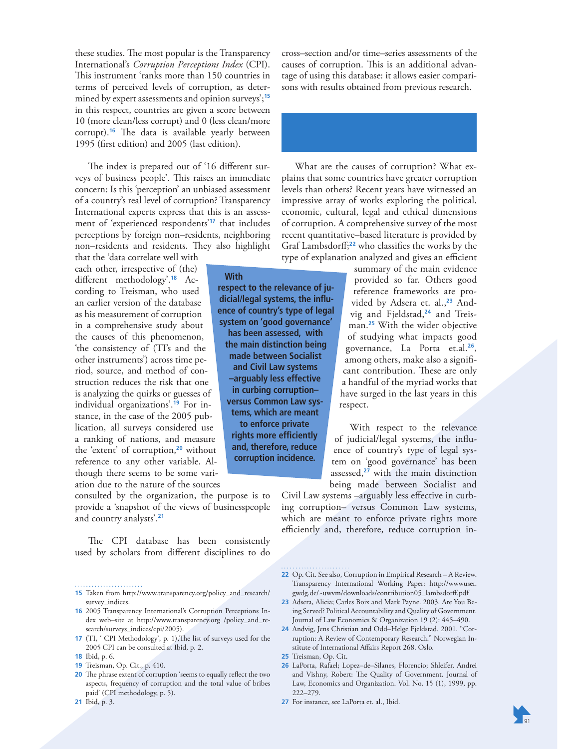these studies. The most popular is the Transparency International's *Corruption Perceptions Index* (CPI). This instrument 'ranks more than 150 countries in terms of perceived levels of corruption, as determined by expert assessments and opinion surveys';[15] in this respect, countries are given a score between 10 (more clean/less corrupt) and 0 (less clean/more corrupt).[16] The data is available yearly between 1995 (first edition) and 2005 (last edition).

The index is prepared out of '16 different surveys of business people'. This raises an immediate concern: Is this 'perception' an unbiased assessment of a country's real level of corruption? Transparency International experts express that this is an assessment of 'experienced respondents'[17] that includes perceptions by foreign non–residents, neighboring non–residents and residents. They also highlight that the 'data correlate well with each other, irrespective of (the) different methodology'.[18] According to Treisman, who used an earlier version of the database as his measurement of corruption in a comprehensive study about the causes of this phenomenon, 'the consistency of (TI's and the other instruments') across time period, source, and method of construction reduces the risk that one is analyzing the quirks or guesses of individual organizations'.[19] For instance, in the case of the 2005 publication, all surveys considered use a ranking of nations, and measure the 'extent' of corruption,[20] without reference to any other variable. Although there seems to be some variation due to the nature of the sources consulted by the organization, the purpose is to provide a 'snapshot of the views of businesspeople and country analysts'.[21]

The CPI database has been consistently used by scholars from different disciplines to do cross–section and/or time–series assessments of the causes of corruption. This is an additional advantage of using this database: it allows easier comparisons with results obtained from previous research.

What are the causes of corruption? What explains that some countries have greater corruption levels than others? Recent years have witnessed an impressive array of works exploring the political, economic, cultural, legal and ethical dimensions of corruption. A comprehensive survey of the most recent quantitative–based literature is provided by Graf Lambsdorff;[22] who classifies the works by the type of explanation analyzed and gives an efficient summary of the main evidence provided so far. Others good reference frameworks are provided by Adsera et. al.,[23] Andvig and Fjeldstad,[24] and Treisman.[25] With the wider objective of studying what impacts good governance, La Porta et.al.[26], among others, make also a significant contribution. These are only a handful of the myriad works that have surged in the last years in this respect.

**With respect to the relevance of judicial/legal systems, the influence of country's type of legal system on 'good governance' has been assessed, with the main distinction being made between Socialist and Civil Law systems –arguably less effective in curbing corruption– versus Common Law systems, which are meant to enforce private rights more efficiently and, therefore, reduce corruption incidence.**

With respect to the relevance of judicial/legal systems, the influence of country's type of legal system on 'good governance' has been assessed,[27] with the main distinction being made between Socialist and Civil Law systems –arguably less effective in curbing corruption– versus Common Law systems, which are meant to enforce private rights more efficiently and, therefore, reduce corruption in-

---

15 Taken from http://www.transparency.org/policy_and_research/survey_indices.

16 2005 Transparency International's Corruption Perceptions Index web–site at http://www.transparency.org /policy_and_research/surveys_indices/cpi/2005).

17 (TI, ' CPI Methodology', p. 1),The list of surveys used for the 2005 CPI can be consulted at Ibid, p. 2.

18 Ibid, p. 6.

19 Treisman, Op. Cit., p. 410.

20 The phrase extent of corruption 'seems to equally reflect the two aspects, frequency of corruption and the total value of bribes paid' (CPI methodology, p. 5).

21 Ibid, p. 3.

22 Op. Cit. See also, Corruption in Empirical Research – A Review. Transparency International Working Paper: http://wwwuser.gwdg.de/~uwvm/downloads/contribution05_lambsdorff.pdf

23 Adsera, Alicia; Carles Boix and Mark Payne. 2003. Are You Being Served? Political Accountability and Quality of Government. Journal of Law Economics & Organization 19 (2): 445–490.

24 Andvig, Jens Christian and Odd–Helge Fjeldstad. 2001. "Corruption: A Review of Contemporary Research." Norwegian Institute of International Affairs Report 268. Oslo.

25 Treisman, Op. Cit.

26 LaPorta, Rafael; Lopez–de–Silanes, Florencio; Shleifer, Andrei and Vishny, Robert: The Quality of Government. Journal of Law, Economics and Organization. Vol. No. 15 (1), 1999, pp. 222–279.

27 For instance, see LaPorta et. al., Ibid.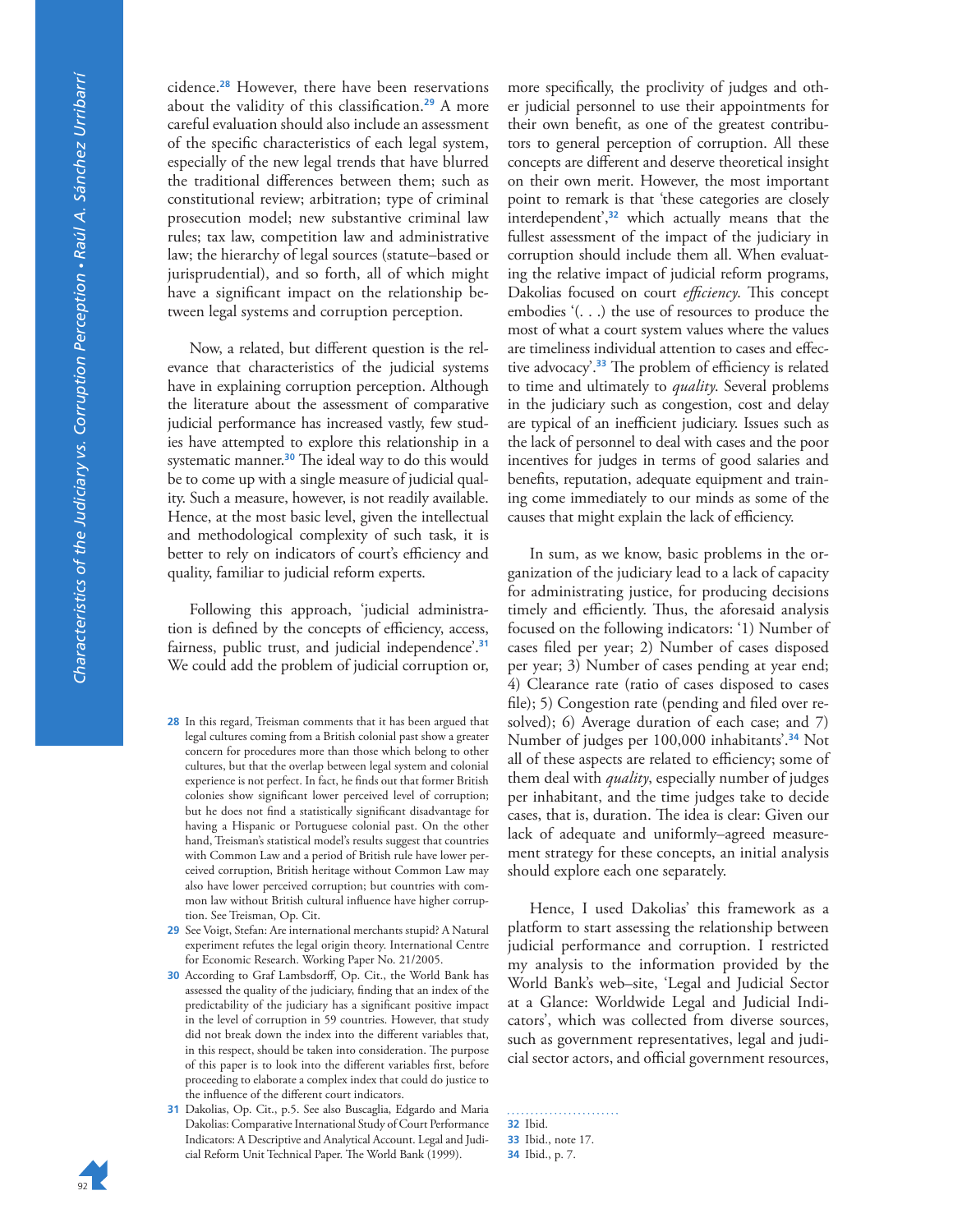cidence.[28] However, there have been reservations about the validity of this classification.[29] A more careful evaluation should also include an assessment of the specific characteristics of each legal system, especially of the new legal trends that have blurred the traditional differences between them; such as constitutional review; arbitration; type of criminal prosecution model; new substantive criminal law rules; tax law, competition law and administrative law; the hierarchy of legal sources (statute–based or jurisprudential), and so forth, all of which might have a significant impact on the relationship between legal systems and corruption perception.

Now, a related, but different question is the relevance that characteristics of the judicial systems have in explaining corruption perception. Although the literature about the assessment of comparative judicial performance has increased vastly, few studies have attempted to explore this relationship in a systematic manner.[30] The ideal way to do this would be to come up with a single measure of judicial quality. Such a measure, however, is not readily available. Hence, at the most basic level, given the intellectual and methodological complexity of such task, it is better to rely on indicators of court's efficiency and quality, familiar to judicial reform experts.

Following this approach, 'judicial administration is defined by the concepts of efficiency, access, fairness, public trust, and judicial independence'.[31] We could add the problem of judicial corruption or, more specifically, the proclivity of judges and other judicial personnel to use their appointments for their own benefit, as one of the greatest contributors to general perception of corruption. All these concepts are different and deserve theoretical insight on their own merit. However, the most important point to remark is that 'these categories are closely interdependent',[32] which actually means that the fullest assessment of the impact of the judiciary in corruption should include them all. When evaluating the relative impact of judicial reform programs, Dakolias focused on court *efficiency*. This concept embodies '(. . .) the use of resources to produce the most of what a court system values where the values are timeliness individual attention to cases and effective advocacy'.[33] The problem of efficiency is related to time and ultimately to *quality*. Several problems in the judiciary such as congestion, cost and delay are typical of an inefficient judiciary. Issues such as the lack of personnel to deal with cases and the poor incentives for judges in terms of good salaries and benefits, reputation, adequate equipment and training come immediately to our minds as some of the causes that might explain the lack of efficiency.

In sum, as we know, basic problems in the organization of the judiciary lead to a lack of capacity for administrating justice, for producing decisions timely and efficiently. Thus, the aforesaid analysis focused on the following indicators: '1) Number of cases filed per year; 2) Number of cases disposed per year; 3) Number of cases pending at year end; 4) Clearance rate (ratio of cases disposed to cases file); 5) Congestion rate (pending and filed over resolved); 6) Average duration of each case; and 7) Number of judges per 100,000 inhabitants'.[34] Not all of these aspects are related to efficiency; some of them deal with *quality*, especially number of judges per inhabitant, and the time judges take to decide cases, that is, duration. The idea is clear: Given our lack of adequate and uniformly–agreed measurement strategy for these concepts, an initial analysis should explore each one separately.

Hence, I used Dakolias' this framework as a platform to start assessing the relationship between judicial performance and corruption. I restricted my analysis to the information provided by the World Bank's web–site, 'Legal and Judicial Sector at a Glance: Worldwide Legal and Judicial Indicators', which was collected from diverse sources, such as government representatives, legal and judicial sector actors, and official government resources,

---

28 In this regard, Treisman comments that it has been argued that legal cultures coming from a British colonial past show a greater concern for procedures more than those which belong to other cultures, but that the overlap between legal system and colonial experience is not perfect. In fact, he finds out that former British colonies show significant lower perceived level of corruption; but he does not find a statistically significant disadvantage for having a Hispanic or Portuguese colonial past. On the other hand, Treisman's statistical model's results suggest that countries with Common Law and a period of British rule have lower perceived corruption, British heritage without Common Law may also have lower perceived corruption; but countries with common law without British cultural influence have higher corruption. See Treisman, Op. Cit.

29 See Voigt, Stefan: Are international merchants stupid? A Natural experiment refutes the legal origin theory. International Centre for Economic Research. Working Paper No. 21/2005.

30 According to Graf Lambsdorff, Op. Cit., the World Bank has assessed the quality of the judiciary, finding that an index of the predictability of the judiciary has a significant positive impact in the level of corruption in 59 countries. However, that study did not break down the index into the different variables that, in this respect, should be taken into consideration. The purpose of this paper is to look into the different variables first, before proceeding to elaborate a complex index that could do justice to the influence of the different court indicators.

31 Dakolias, Op. Cit., p.5. See also Buscaglia, Edgardo and Maria Dakolias: Comparative International Study of Court Performance Indicators: A Descriptive and Analytical Account. Legal and Judicial Reform Unit Technical Paper. The World Bank (1999).

32 Ibid.

33 Ibid., note 17.

34 Ibid., p. 7.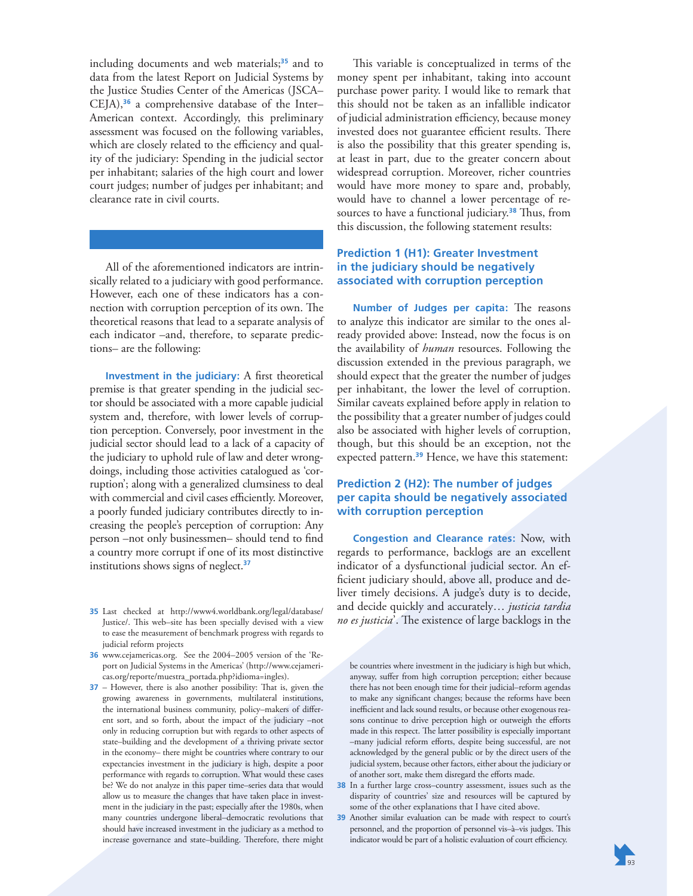including documents and web materials;[35] and to data from the latest Report on Judicial Systems by the Justice Studies Center of the Americas (JSCA–CEJA),[36] a comprehensive database of the Inter–American context. Accordingly, this preliminary assessment was focused on the following variables, which are closely related to the efficiency and quality of the judiciary: Spending in the judicial sector per inhabitant; salaries of the high court and lower court judges; number of judges per inhabitant; and clearance rate in civil courts.

All of the aforementioned indicators are intrinsically related to a judiciary with good performance. However, each one of these indicators has a connection with corruption perception of its own. The theoretical reasons that lead to a separate analysis of each indicator –and, therefore, to separate predictions– are the following:

**Investment in the judiciary:** A first theoretical premise is that greater spending in the judicial sector should be associated with a more capable judicial system and, therefore, with lower levels of corruption perception. Conversely, poor investment in the judicial sector should lead to a lack of a capacity of the judiciary to uphold rule of law and deter wrongdoings, including those activities catalogued as 'corruption'; along with a generalized clumsiness to deal with commercial and civil cases efficiently. Moreover, a poorly funded judiciary contributes directly to increasing the people's perception of corruption: Any person –not only businessmen– should tend to find a country more corrupt if one of its most distinctive institutions shows signs of neglect.[37]

This variable is conceptualized in terms of the money spent per inhabitant, taking into account purchase power parity. I would like to remark that this should not be taken as an infallible indicator of judicial administration efficiency, because money invested does not guarantee efficient results. There is also the possibility that this greater spending is, at least in part, due to the greater concern about widespread corruption. Moreover, richer countries would have more money to spare and, probably, would have to channel a lower percentage of resources to have a functional judiciary.[38] Thus, from this discussion, the following statement results:

### Prediction 1 (H1): Greater Investment in the judiciary should be negatively associated with corruption perception

**Number of Judges per capita:** The reasons to analyze this indicator are similar to the ones already provided above: Instead, now the focus is on the availability of *human* resources. Following the discussion extended in the previous paragraph, we should expect that the greater the number of judges per inhabitant, the lower the level of corruption. Similar caveats explained before apply in relation to the possibility that a greater number of judges could also be associated with higher levels of corruption, though, but this should be an exception, not the expected pattern.[39] Hence, we have this statement:

### Prediction 2 (H2): The number of judges per capita should be negatively associated with corruption perception

**Congestion and Clearance rates:** Now, with regards to performance, backlogs are an excellent indicator of a dysfunctional judicial sector. An efficient judiciary should, above all, produce and deliver timely decisions. A judge's duty is to decide, and decide quickly and accurately… *justicia tardia no es justicia*'. The existence of large backlogs in the

---

35 Last checked at http://www4.worldbank.org/legal/database/Justice/. This web–site has been specially devised with a view to ease the measurement of benchmark progress with regards to judicial reform projects

36 www.cejamericas.org. See the 2004–2005 version of the 'Report on Judicial Systems in the Americas' (http://www.cejamericas.org/reporte/muestra_portada.php?idioma=ingles).

37 – However, there is also another possibility: That is, given the growing awareness in governments, multilateral institutions, the international business community, policy–makers of different sort, and so forth, about the impact of the judiciary –not only in reducing corruption but with regards to other aspects of state–building and the development of a thriving private sector in the economy– there might be countries where contrary to our expectancies investment in the judiciary is high, despite a poor performance with regards to corruption. What would these cases be? We do not analyze in this paper time–series data that would allow us to measure the changes that have taken place in investment in the judiciary in the past; especially after the 1980s, when many countries undergone liberal–democratic revolutions that should have increased investment in the judiciary as a method to increase governance and state–building. Therefore, there might be countries where investment in the judiciary is high but which, anyway, suffer from high corruption perception; either because there has not been enough time for their judicial–reform agendas to make any significant changes; because the reforms have been inefficient and lack sound results, or because other exogenous reasons continue to drive perception high or outweigh the efforts made in this respect. The latter possibility is especially important –many judicial reform efforts, despite being successful, are not acknowledged by the general public or by the direct users of the judicial system, because other factors, either about the judiciary or of another sort, make them disregard the efforts made.

38 In a further large cross–country assessment, issues such as the disparity of countries' size and resources will be captured by some of the other explanations that I have cited above.

39 Another similar evaluation can be made with respect to court's personnel, and the proportion of personnel vis–à–vis judges. This indicator would be part of a holistic evaluation of court efficiency.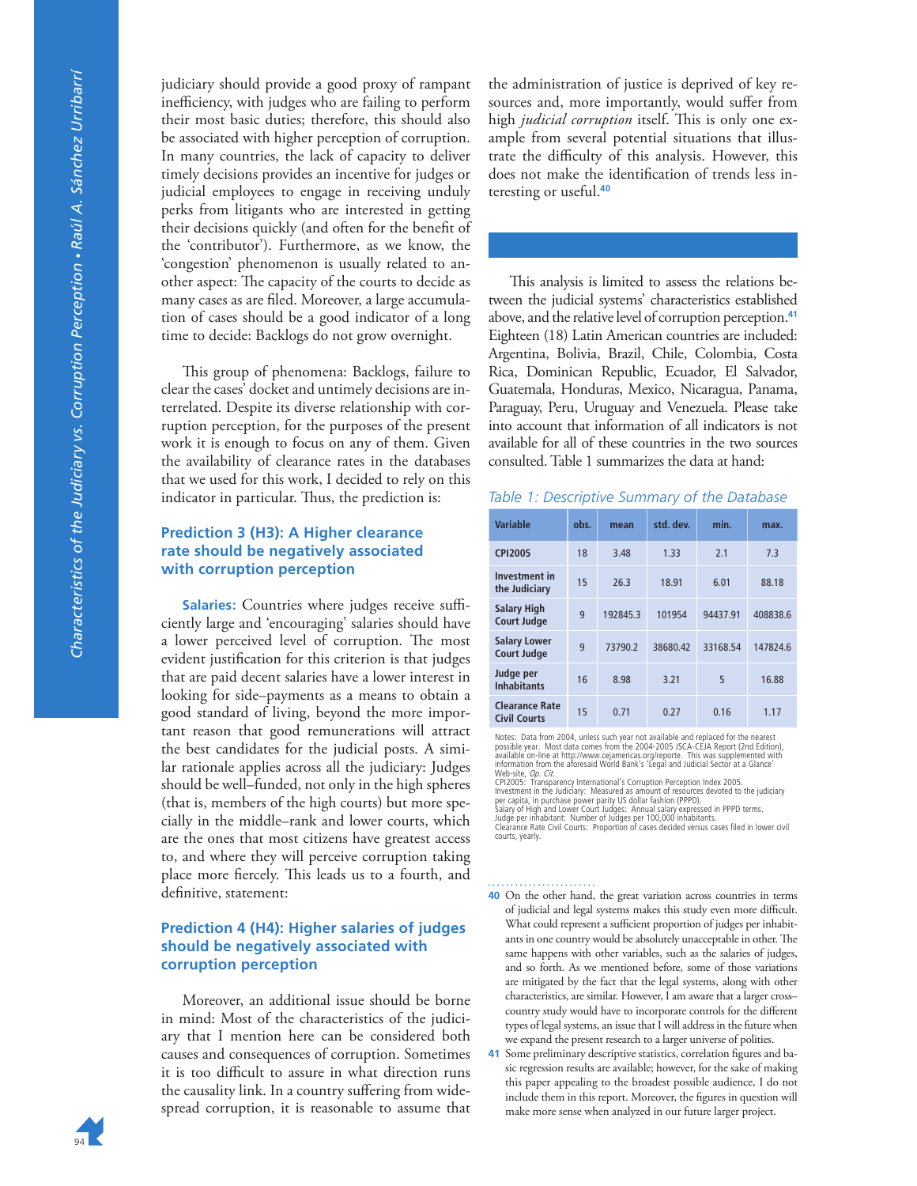judiciary should provide a good proxy of rampant inefficiency, with judges who are failing to perform their most basic duties; therefore, this should also be associated with higher perception of corruption. In many countries, the lack of capacity to deliver timely decisions provides an incentive for judges or judicial employees to engage in receiving unduly perks from litigants who are interested in getting their decisions quickly (and often for the benefit of the 'contributor'). Furthermore, as we know, the 'congestion' phenomenon is usually related to another aspect: The capacity of the courts to decide as many cases as are filed. Moreover, a large accumulation of cases should be a good indicator of a long time to decide: Backlogs do not grow overnight.

This group of phenomena: Backlogs, failure to clear the cases' docket and untimely decisions are interrelated. Despite its diverse relationship with corruption perception, for the purposes of the present work it is enough to focus on any of them. Given the availability of clearance rates in the databases that we used for this work, I decided to rely on this indicator in particular. Thus, the prediction is:

### Prediction 3 (H3): A Higher clearance rate should be negatively associated with corruption perception

**Salaries:** Countries where judges receive sufficiently large and 'encouraging' salaries should have a lower perceived level of corruption. The most evident justification for this criterion is that judges that are paid decent salaries have a lower interest in looking for side–payments as a means to obtain a good standard of living, beyond the more important reason that good remunerations will attract the best candidates for the judicial posts. A similar rationale applies across all the judiciary: Judges should be well–funded, not only in the high spheres (that is, members of the high courts) but more specially in the middle–rank and lower courts, which are the ones that most citizens have greatest access to, and where they will perceive corruption taking place more fiercely. This leads us to a fourth, and definitive, statement:

### Prediction 4 (H4): Higher salaries of judges should be negatively associated with corruption perception

Moreover, an additional issue should be borne in mind: Most of the characteristics of the judiciary that I mention here can be considered both causes and consequences of corruption. Sometimes it is too difficult to assure in what direction runs the causality link. In a country suffering from widespread corruption, it is reasonable to assume that the administration of justice is deprived of key resources and, more importantly, would suffer from high *judicial corruption* itself. This is only one example from several potential situations that illustrate the difficulty of this analysis. However, this does not make the identification of trends less interesting or useful.[40]

This analysis is limited to assess the relations between the judicial systems' characteristics established above, and the relative level of corruption perception.[41] Eighteen (18) Latin American countries are included: Argentina, Bolivia, Brazil, Chile, Colombia, Costa Rica, Dominican Republic, Ecuador, El Salvador, Guatemala, Honduras, Mexico, Nicaragua, Panama, Paraguay, Peru, Uruguay and Venezuela. Please take into account that information of all indicators is not available for all of these countries in the two sources consulted. Table 1 summarizes the data at hand:

*Table 1: Descriptive Summary of the Database*

| Variable | obs. | mean | std. dev. | min. | max. |
|---|---|---|---|---|---|
| CPI2005 | 18 | 3.48 | 1.33 | 2.1 | 7.3 |
| Investment in the Judiciary | 15 | 26.3 | 18.91 | 6.01 | 88.18 |
| Salary High Court Judge | 9 | 192845.3 | 101954 | 94437.91 | 408838.6 |
| Salary Lower Court Judge | 9 | 73790.2 | 38680.42 | 33168.54 | 147824.6 |
| Judge per Inhabitants | 16 | 8.98 | 3.21 | 5 | 16.88 |
| Clearance Rate Civil Courts | 15 | 0.71 | 0.27 | 0.16 | 1.17 |

Notes: Data from 2004, unless such year not available and replaced for the nearest possible year. Most data comes from the 2004-2005 JSCA-CEJA Report (2nd Edition), available on-line at http://www.cejamericas.org/reporte. This was supplemented with information from the aforesaid World Bank's 'Legal and Judicial Sector at a Glance' Web-site, *Op. Cit.*
CPI2005: Transparency International's Corruption Perception Index 2005.
Investment in the Judiciary: Measured as amount of resources devoted to the judiciary per capita, in purchase power parity US dollar fashion (PPPD).
Salary of High and Lower Court Judges: Annual salary expressed in PPPD terms.
Judge per inhabitant: Number of Judges per 100,000 inhabitants.
Clearance Rate Civil Courts: Proportion of cases decided versus cases filed in lower civil courts, yearly.

---

[40] On the other hand, the great variation across countries in terms of judicial and legal systems makes this study even more difficult. What could represent a sufficient proportion of judges per inhabitants in one country would be absolutely unacceptable in other. The same happens with other variables, such as the salaries of judges, and so forth. As we mentioned before, some of those variations are mitigated by the fact that the legal systems, along with other characteristics, are similar. However, I am aware that a larger cross–country study would have to incorporate controls for the different types of legal systems, an issue that I will address in the future when we expand the present research to a larger universe of polities.

[41] Some preliminary descriptive statistics, correlation figures and basic regression results are available; however, for the sake of making this paper appealing to the broadest possible audience, I do not include them in this report. Moreover, the figures in question will make more sense when analyzed in our future larger project.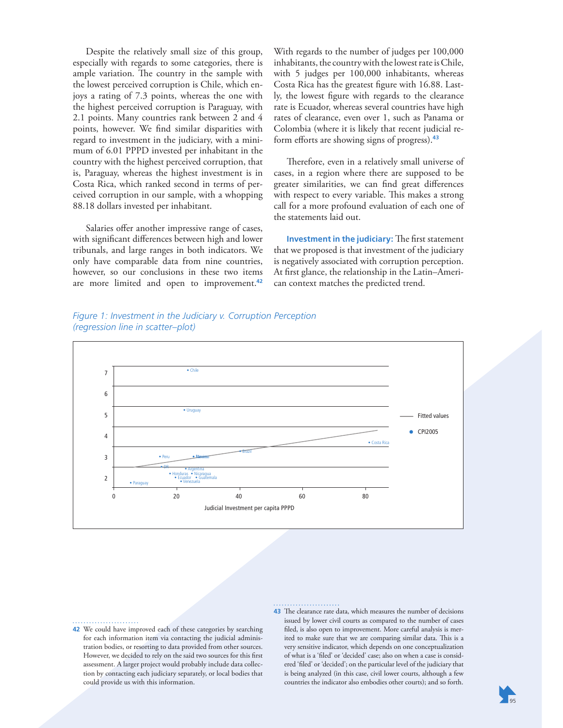Despite the relatively small size of this group, especially with regards to some categories, there is ample variation. The country in the sample with the lowest perceived corruption is Chile, which enjoys a rating of 7.3 points, whereas the one with the highest perceived corruption is Paraguay, with 2.1 points. Many countries rank between 2 and 4 points, however. We find similar disparities with regard to investment in the judiciary, with a minimum of 6.01 PPPD invested per inhabitant in the country with the highest perceived corruption, that is, Paraguay, whereas the highest investment is in Costa Rica, which ranked second in terms of perceived corruption in our sample, with a whopping 88.18 dollars invested per inhabitant.

Salaries offer another impressive range of cases, with significant differences between high and lower tribunals, and large ranges in both indicators. We only have comparable data from nine countries, however, so our conclusions in these two items are more limited and open to improvement.[42]

With regards to the number of judges per 100,000 inhabitants, the country with the lowest rate is Chile, with 5 judges per 100,000 inhabitants, whereas Costa Rica has the greatest figure with 16.88. Lastly, the lowest figure with regards to the clearance rate is Ecuador, whereas several countries have high rates of clearance, even over 1, such as Panama or Colombia (where it is likely that recent judicial reform efforts are showing signs of progress).[43]

Therefore, even in a relatively small universe of cases, in a region where there are supposed to be greater similarities, we can find great differences with respect to every variable. This makes a strong call for a more profound evaluation of each one of the statements laid out.

**Investment in the judiciary:** The first statement that we proposed is that investment of the judiciary is negatively associated with corruption perception. At first glance, the relationship in the Latin–American context matches the predicted trend.

*Figure 1: Investment in the Judiciary v. Corruption Perception (regression line in scatter–plot)*

---

[42] We could have improved each of these categories by searching for each information item via contacting the judicial administration bodies, or resorting to data provided from other sources. However, we decided to rely on the said two sources for this first assessment. A larger project would probably include data collection by contacting each judiciary separately, or local bodies that could provide us with this information.

[43] The clearance rate data, which measures the number of decisions issued by lower civil courts as compared to the number of cases filed, is also open to improvement. More careful analysis is merited to make sure that we are comparing similar data. This is a very sensitive indicator, which depends on one conceptualization of what is a 'filed' or 'decided' case; also on when a case is considered 'filed' or 'decided'; on the particular level of the judiciary that is being analyzed (in this case, civil lower courts, although a few countries the indicator also embodies other courts); and so forth.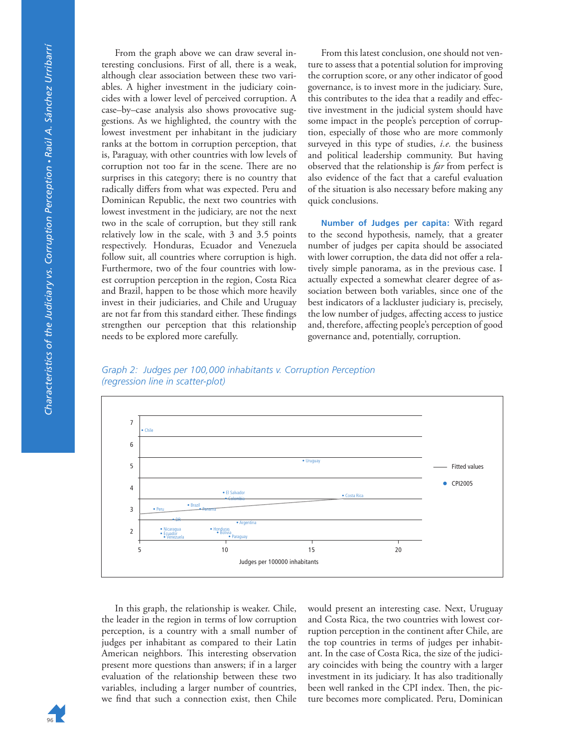From the graph above we can draw several interesting conclusions. First of all, there is a weak, although clear association between these two variables. A higher investment in the judiciary coincides with a lower level of perceived corruption. A case–by–case analysis also shows provocative suggestions. As we highlighted, the country with the lowest investment per inhabitant in the judiciary ranks at the bottom in corruption perception, that is, Paraguay, with other countries with low levels of corruption not too far in the scene. There are no surprises in this category; there is no country that radically differs from what was expected. Peru and Dominican Republic, the next two countries with lowest investment in the judiciary, are not the next two in the scale of corruption, but they still rank relatively low in the scale, with 3 and 3.5 points respectively. Honduras, Ecuador and Venezuela follow suit, all countries where corruption is high. Furthermore, two of the four countries with lowest corruption perception in the region, Costa Rica and Brazil, happen to be those which more heavily invest in their judiciaries, and Chile and Uruguay are not far from this standard either. These findings strengthen our perception that this relationship needs to be explored more carefully.

From this latest conclusion, one should not venture to assess that a potential solution for improving the corruption score, or any other indicator of good governance, is to invest more in the judiciary. Sure, this contributes to the idea that a readily and effective investment in the judicial system should have some impact in the people's perception of corruption, especially of those who are more commonly surveyed in this type of studies, *i.e.* the business and political leadership community. But having observed that the relationship is *far* from perfect is also evidence of the fact that a careful evaluation of the situation is also necessary before making any quick conclusions.

**Number of Judges per capita:** With regard to the second hypothesis, namely, that a greater number of judges per capita should be associated with lower corruption, the data did not offer a relatively simple panorama, as in the previous case. I actually expected a somewhat clearer degree of association between both variables, since one of the best indicators of a lackluster judiciary is, precisely, the low number of judges, affecting access to justice and, therefore, affecting people's perception of good governance and, potentially, corruption.

*Graph 2: Judges per 100,000 inhabitants v. Corruption Perception (regression line in scatter-plot)*

In this graph, the relationship is weaker. Chile, the leader in the region in terms of low corruption perception, is a country with a small number of judges per inhabitant as compared to their Latin American neighbors. This interesting observation present more questions than answers; if in a larger evaluation of the relationship between these two variables, including a larger number of countries, we find that such a connection exist, then Chile would present an interesting case. Next, Uruguay and Costa Rica, the two countries with lowest corruption perception in the continent after Chile, are the top countries in terms of judges per inhabitant. In the case of Costa Rica, the size of the judiciary coincides with being the country with a larger investment in its judiciary. It has also traditionally been well ranked in the CPI index. Then, the picture becomes more complicated. Peru, Dominican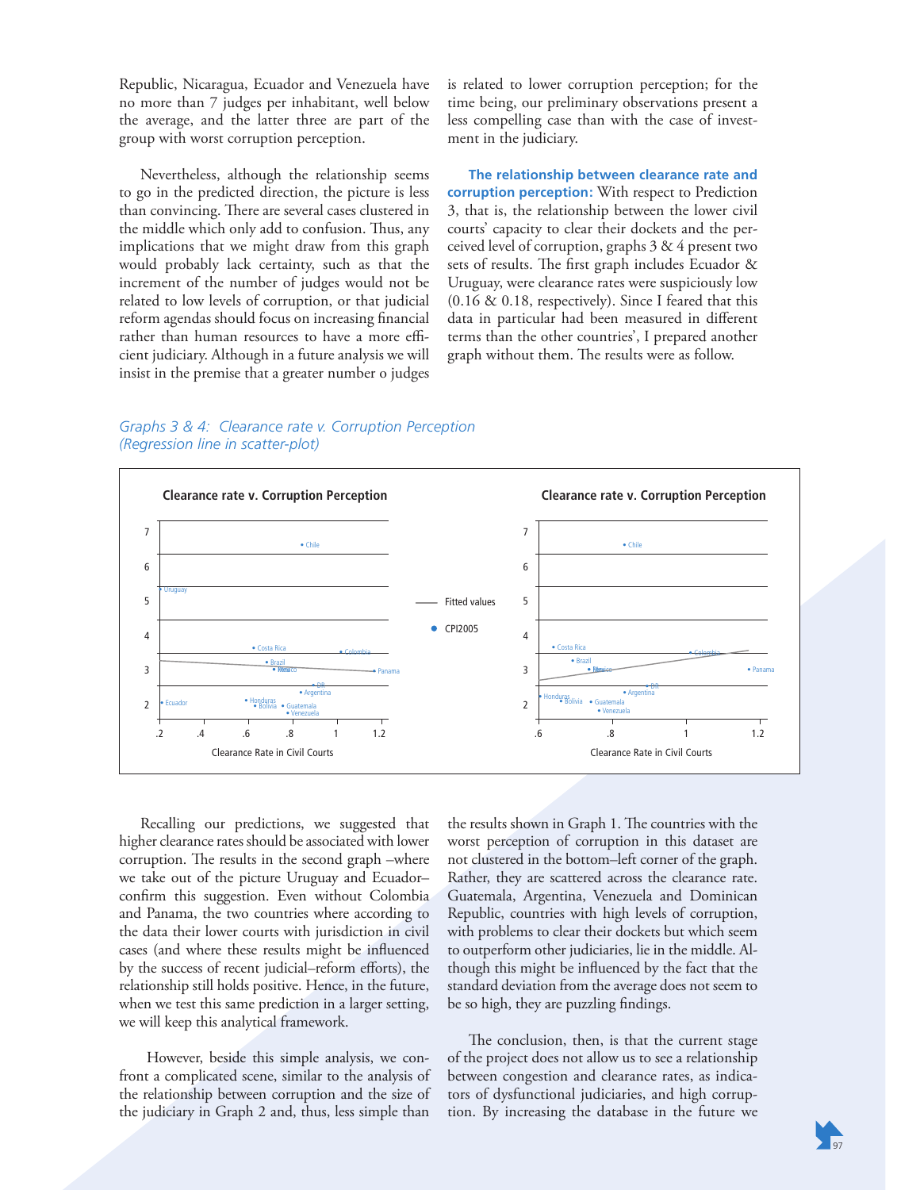Republic, Nicaragua, Ecuador and Venezuela have no more than 7 judges per inhabitant, well below the average, and the latter three are part of the group with worst corruption perception.

Nevertheless, although the relationship seems to go in the predicted direction, the picture is less than convincing. There are several cases clustered in the middle which only add to confusion. Thus, any implications that we might draw from this graph would probably lack certainty, such as that the increment of the number of judges would not be related to low levels of corruption, or that judicial reform agendas should focus on increasing financial rather than human resources to have a more efficient judiciary. Although in a future analysis we will insist in the premise that a greater number o judges is related to lower corruption perception; for the time being, our preliminary observations present a less compelling case than with the case of investment in the judiciary.

**The relationship between clearance rate and corruption perception:** With respect to Prediction 3, that is, the relationship between the lower civil courts' capacity to clear their dockets and the perceived level of corruption, graphs 3 & 4 present two sets of results. The first graph includes Ecuador & Uruguay, were clearance rates were suspiciously low (0.16 & 0.18, respectively). Since I feared that this data in particular had been measured in different terms than the other countries', I prepared another graph without them. The results were as follow.

*Graphs 3 & 4: Clearance rate v. Corruption Perception (Regression line in scatter-plot)*

Recalling our predictions, we suggested that higher clearance rates should be associated with lower corruption. The results in the second graph –where we take out of the picture Uruguay and Ecuador– confirm this suggestion. Even without Colombia and Panama, the two countries where according to the data their lower courts with jurisdiction in civil cases (and where these results might be influenced by the success of recent judicial–reform efforts), the relationship still holds positive. Hence, in the future, when we test this same prediction in a larger setting, we will keep this analytical framework.

However, beside this simple analysis, we confront a complicated scene, similar to the analysis of the relationship between corruption and the size of the judiciary in Graph 2 and, thus, less simple than the results shown in Graph 1. The countries with the worst perception of corruption in this dataset are not clustered in the bottom–left corner of the graph. Rather, they are scattered across the clearance rate. Guatemala, Argentina, Venezuela and Dominican Republic, countries with high levels of corruption, with problems to clear their dockets but which seem to outperform other judiciaries, lie in the middle. Although this might be influenced by the fact that the standard deviation from the average does not seem to be so high, they are puzzling findings.

The conclusion, then, is that the current stage of the project does not allow us to see a relationship between congestion and clearance rates, as indicators of dysfunctional judiciaries, and high corruption. By increasing the database in the future we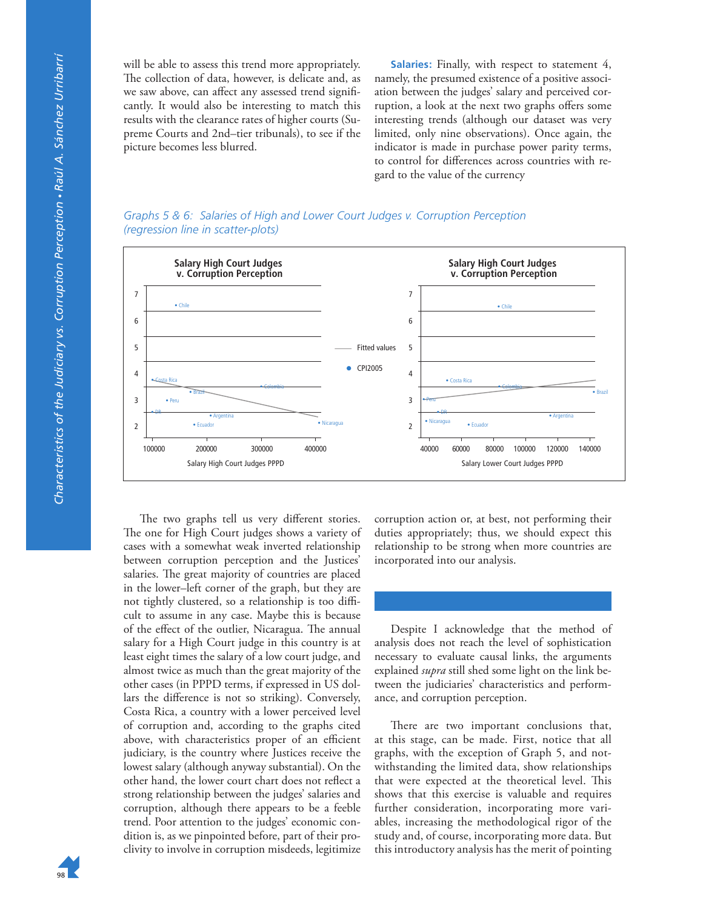will be able to assess this trend more appropriately. The collection of data, however, is delicate and, as we saw above, can affect any assessed trend significantly. It would also be interesting to match this results with the clearance rates of higher courts (Supreme Courts and 2nd–tier tribunals), to see if the picture becomes less blurred.

**Salaries:** Finally, with respect to statement 4, namely, the presumed existence of a positive association between the judges' salary and perceived corruption, a look at the next two graphs offers some interesting trends (although our dataset was very limited, only nine observations). Once again, the indicator is made in purchase power parity terms, to control for differences across countries with regard to the value of the currency

*Graphs 5 & 6: Salaries of High and Lower Court Judges v. Corruption Perception (regression line in scatter-plots)*

The two graphs tell us very different stories. The one for High Court judges shows a variety of cases with a somewhat weak inverted relationship between corruption perception and the Justices' salaries. The great majority of countries are placed in the lower–left corner of the graph, but they are not tightly clustered, so a relationship is too difficult to assume in any case. Maybe this is because of the effect of the outlier, Nicaragua. The annual salary for a High Court judge in this country is at least eight times the salary of a low court judge, and almost twice as much than the great majority of the other cases (in PPPD terms, if expressed in US dollars the difference is not so striking). Conversely, Costa Rica, a country with a lower perceived level of corruption and, according to the graphs cited above, with characteristics proper of an efficient judiciary, is the country where Justices receive the lowest salary (although anyway substantial). On the other hand, the lower court chart does not reflect a strong relationship between the judges' salaries and corruption, although there appears to be a feeble trend. Poor attention to the judges' economic condition is, as we pinpointed before, part of their proclivity to involve in corruption misdeeds, legitimize corruption action or, at best, not performing their duties appropriately; thus, we should expect this relationship to be strong when more countries are incorporated into our analysis.

Despite I acknowledge that the method of analysis does not reach the level of sophistication necessary to evaluate causal links, the arguments explained *supra* still shed some light on the link between the judiciaries' characteristics and performance, and corruption perception.

There are two important conclusions that, at this stage, can be made. First, notice that all graphs, with the exception of Graph 5, and notwithstanding the limited data, show relationships that were expected at the theoretical level. This shows that this exercise is valuable and requires further consideration, incorporating more variables, increasing the methodological rigor of the study and, of course, incorporating more data. But this introductory analysis has the merit of pointing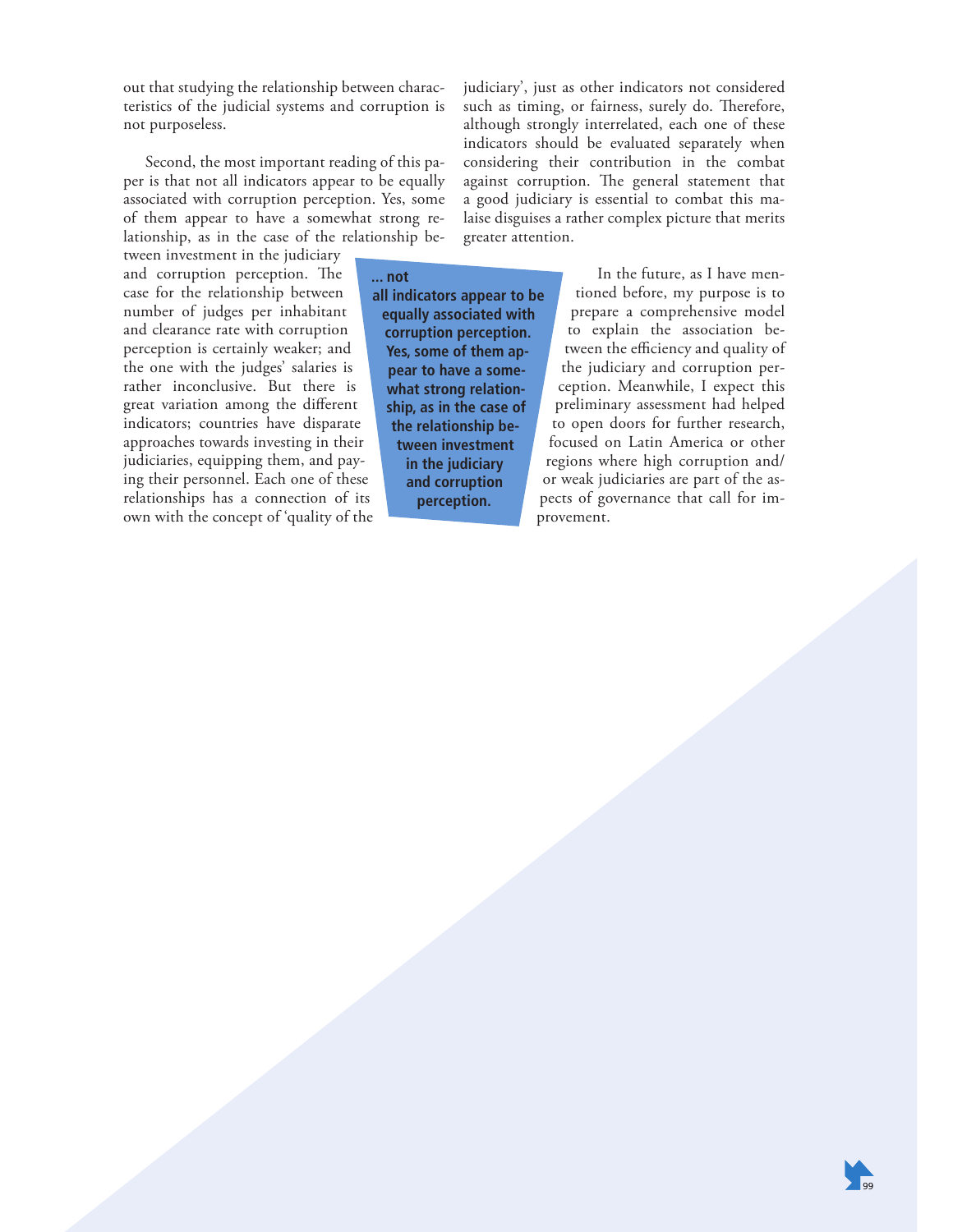out that studying the relationship between characteristics of the judicial systems and corruption is not purposeless.

Second, the most important reading of this paper is that not all indicators appear to be equally associated with corruption perception. Yes, some of them appear to have a somewhat strong relationship, as in the case of the relationship between investment in the judiciary and corruption perception. The case for the relationship between number of judges per inhabitant and clearance rate with corruption perception is certainly weaker; and the one with the judges' salaries is rather inconclusive. But there is great variation among the different indicators; countries have disparate approaches towards investing in their judiciaries, equipping them, and paying their personnel. Each one of these relationships has a connection of its own with the concept of 'quality of the judiciary', just as other indicators not considered such as timing, or fairness, surely do. Therefore, although strongly interrelated, each one of these indicators should be evaluated separately when considering their contribution in the combat against corruption. The general statement that a good judiciary is essential to combat this malaise disguises a rather complex picture that merits greater attention.

**... not all indicators appear to be equally associated with corruption perception. Yes, some of them appear to have a somewhat strong relationship, as in the case of the relationship between investment in the judiciary and corruption perception.**

In the future, as I have mentioned before, my purpose is to prepare a comprehensive model to explain the association between the efficiency and quality of the judiciary and corruption perception. Meanwhile, I expect this preliminary assessment had helped to open doors for further research, focused on Latin America or other regions where high corruption and/or weak judiciaries are part of the aspects of governance that call for improvement.